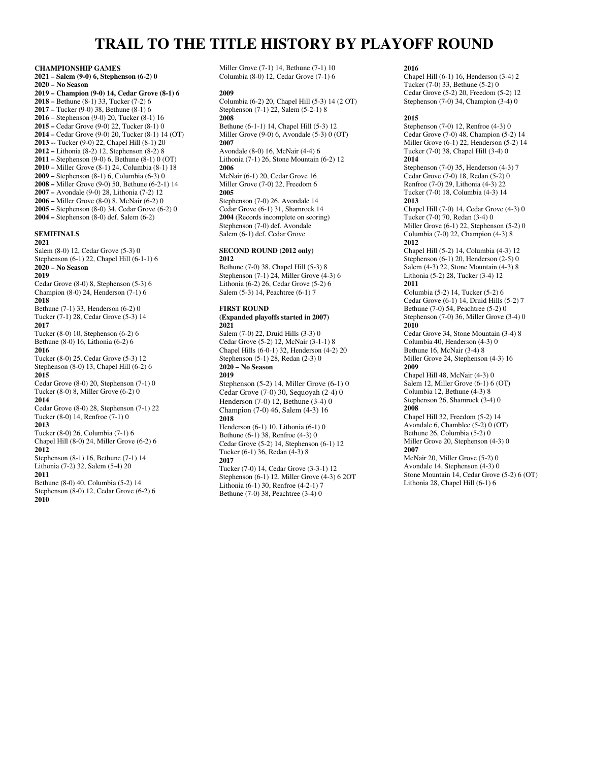# TRAIL TO THE TITLE HISTORY BY PLAYOFF ROUND

**CHAMPIONSHIP GAMES**

**2021 – Salem (9-0) 6, Stephenson (6-2) 0**
**2020 – No Season**
**2019 – Champion (9-0) 14, Cedar Grove (8-1) 6**
**2018 –** Bethune (8-1) 33, Tucker (7-2) 6
**2017 –** Tucker (9-0) 38, Bethune (8-1) 6
**2016** – Stephenson (9-0) 20, Tucker (8-1) 16
**2015 –** Cedar Grove (9-0) 22, Tucker (8-1) 0
**2014 –** Cedar Grove (9-0) 20, Tucker (8-1) 14 (OT)
**2013 --** Tucker (9-0) 22, Chapel Hill (8-1) 20
**2012 –** Lithonia (8-2) 12, Stephenson (8-2) 8
**2011 –** Stephenson (9-0) 6, Bethune (8-1) 0 (OT)
**2010 –** Miller Grove (8-1) 24, Columbia (8-1) 18
**2009 –** Stephenson (8-1) 6, Columbia (6-3) 0
**2008 –** Miller Grove (9-0) 50, Bethune (6-2-1) 14
**2007 –** Avondale (9-0) 28, Lithonia (7-2) 12
**2006 –** Miller Grove (8-0) 8, McNair (6-2) 0
**2005 –** Stephenson (8-0) 34, Cedar Grove (6-2) 0
**2004 –** Stephenson (8-0) def. Salem (6-2)

**SEMIFINALS**

**2021**
Salem (8-0) 12, Cedar Grove (5-3) 0
Stephenson (6-1) 22, Chapel Hill (6-1-1) 6
**2020 – No Season**
**2019**
Cedar Grove (8-0) 8, Stephenson (5-3) 6
Champion (8-0) 24, Henderson (7-1) 6
**2018**
Bethune (7-1) 33, Henderson (6-2) 0
Tucker (7-1) 28, Cedar Grove (5-3) 14
**2017**
Tucker (8-0) 10, Stephenson (6-2) 6
Bethune (8-0) 16, Lithonia (6-2) 6
**2016**
Tucker (8-0) 25, Cedar Grove (5-3) 12
Stephenson (8-0) 13, Chapel Hill (6-2) 6
**2015**
Cedar Grove (8-0) 20, Stephenson (7-1) 0
Tucker (8-0) 8, Miller Grove (6-2) 0
**2014**
Cedar Grove (8-0) 28, Stephenson (7-1) 22
Tucker (8-0) 14, Renfroe (7-1) 0
**2013**
Tucker (8-0) 26, Columbia (7-1) 6
Chapel Hill (8-0) 24, Miller Grove (6-2) 6
**2012**
Stephenson (8-1) 16, Bethune (7-1) 14
Lithonia (7-2) 32, Salem (5-4) 20
**2011**
Bethune (8-0) 40, Columbia (5-2) 14
Stephenson (8-0) 12, Cedar Grove (6-2) 6
**2010**
Miller Grove (7-1) 14, Bethune (7-1) 10
Columbia (8-0) 12, Cedar Grove (7-1) 6

**2009**
Columbia (6-2) 20, Chapel Hill (5-3) 14 (2 OT)
Stephenson (7-1) 22, Salem (5-2-1) 8
**2008**
Bethune (6-1-1) 14, Chapel Hill (5-3) 12
Miller Grove (9-0) 6, Avondale (5-3) 0 (OT)
**2007**
Avondale (8-0) 16, McNair (4-4) 6
Lithonia (7-1) 26, Stone Mountain (6-2) 12
**2006**
McNair (6-1) 20, Cedar Grove 16
Miller Grove (7-0) 22, Freedom 6
**2005**
Stephenson (7-0) 26, Avondale 14
Cedar Grove (6-1) 31, Shamrock 14
**2004** (Records incomplete on scoring)
Stephenson (7-0) def. Avondale
Salem (6-1) def. Cedar Grove

**SECOND ROUND (2012 only)**

**2012**
Bethune (7-0) 38, Chapel Hill (5-3) 8
Stephenson (7-1) 24, Miller Grove (4-3) 6
Lithonia (6-2) 26, Cedar Grove (5-2) 6
Salem (5-3) 14, Peachtree (6-1) 7

**FIRST ROUND**
**(Expanded playoffs started in 2007)**

**2021**
Salem (7-0) 22, Druid Hills (3-3) 0
Cedar Grove (5-2) 12, McNair (3-1-1) 8
Chapel Hills (6-0-1) 32, Henderson (4-2) 20
Stephenson (5-1) 28, Redan (2-3) 0
**2020 – No Season**
**2019**
Stephenson (5-2) 14, Miller Grove (6-1) 0
Cedar Grove (7-0) 30, Sequoyah (2-4) 0
Henderson (7-0) 12, Bethune (3-4) 0
Champion (7-0) 46, Salem (4-3) 16
**2018**
Henderson (6-1) 10, Lithonia (6-1) 0
Bethune (6-1) 38, Renfroe (4-3) 0
Cedar Grove (5-2) 14, Stephenson (6-1) 12
Tucker (6-1) 36, Redan (4-3) 8
**2017**
Tucker (7-0) 14, Cedar Grove (3-3-1) 12
Stephenson (6-1) 12. Miller Grove (4-3) 6 2OT
Lithonia (6-1) 30, Renfroe (4-2-1) 7
Bethune (7-0) 38, Peachtree (3-4) 0

**2016**
Chapel Hill (6-1) 16, Henderson (3-4) 2
Tucker (7-0) 33, Bethune (5-2) 0
Cedar Grove (5-2) 20, Freedom (5-2) 12
Stephenson (7-0) 34, Champion (3-4) 0

**2015**
Stephenson (7-0) 12, Renfroe (4-3) 0
Cedar Grove (7-0) 48, Champion (5-2) 14
Miller Grove (6-1) 22, Henderson (5-2) 14
Tucker (7-0) 38, Chapel Hill (3-4) 0
**2014**
Stephenson (7-0) 35, Henderson (4-3) 7
Cedar Grove (7-0) 18, Redan (5-2) 0
Renfroe (7-0) 29, Lithonia (4-3) 22
Tucker (7-0) 18, Columbia (4-3) 14
**2013**
Chapel Hill (7-0) 14, Cedar Grove (4-3) 0
Tucker (7-0) 70, Redan (3-4) 0
Miller Grove (6-1) 22, Stephenson (5-2) 0
Columbia (7-0) 22, Champion (4-3) 8
**2012**
Chapel Hill (5-2) 14, Columbia (4-3) 12
Stephenson (6-1) 20, Henderson (2-5) 0
Salem (4-3) 22, Stone Mountain (4-3) 8
Lithonia (5-2) 28, Tucker (3-4) 12
**2011**
Columbia (5-2) 14, Tucker (5-2) 6
Cedar Grove (6-1) 14, Druid Hills (5-2) 7
Bethune (7-0) 54, Peachtree (5-2) 0
Stephenson (7-0) 36, Miller Grove (3-4) 0
**2010**
Cedar Grove 34, Stone Mountain (3-4) 8
Columbia 40, Henderson (4-3) 0
Bethune 16, McNair (3-4) 8
Miller Grove 24, Stephenson (4-3) 16
**2009**
Chapel Hill 48, McNair (4-3) 0
Salem 12, Miller Grove (6-1) 6 (OT)
Columbia 12, Bethune (4-3) 8
Stephenson 26, Shamrock (3-4) 0
**2008**
Chapel Hill 32, Freedom (5-2) 14
Avondale 6, Chamblee (5-2) 0 (OT)
Bethune 26, Columbia (5-2) 0
Miller Grove 20, Stephenson (4-3) 0
**2007**
McNair 20, Miller Grove (5-2) 0
Avondale 14, Stephenson (4-3) 0
Stone Mountain 14, Cedar Grove (5-2) 6 (OT)
Lithonia 28, Chapel Hill (6-1) 6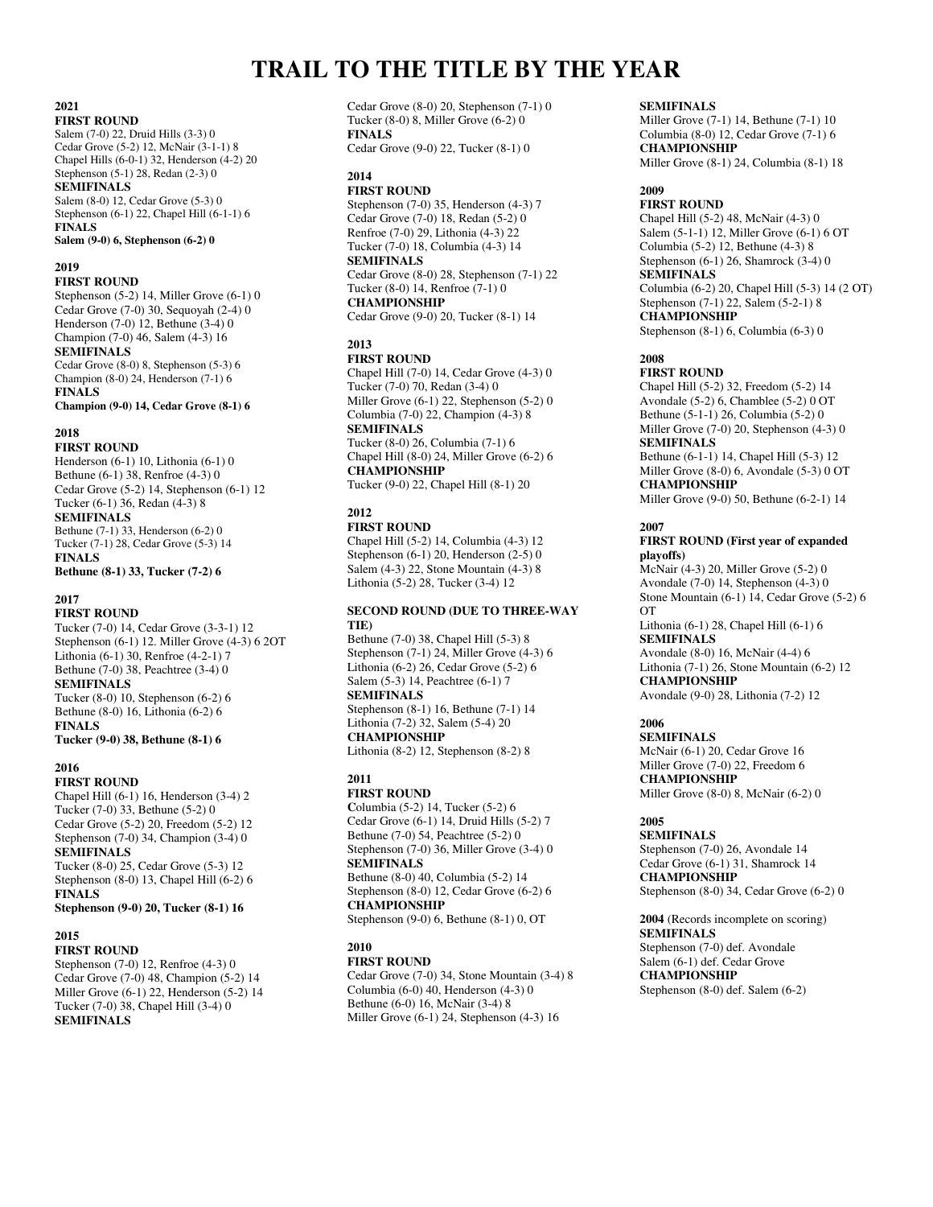# TRAIL TO THE TITLE BY THE YEAR

**2021**

**FIRST ROUND**

Salem (7-0) 22, Druid Hills (3-3) 0
Cedar Grove (5-2) 12, McNair (3-1-1) 8
Chapel Hills (6-0-1) 32, Henderson (4-2) 20
Stephenson (5-1) 28, Redan (2-3) 0

**SEMIFINALS**

Salem (8-0) 12, Cedar Grove (5-3) 0
Stephenson (6-1) 22, Chapel Hill (6-1-1) 6

**FINALS**

**Salem (9-0) 6, Stephenson (6-2) 0**

**2019**

**FIRST ROUND**

Stephenson (5-2) 14, Miller Grove (6-1) 0
Cedar Grove (7-0) 30, Sequoyah (2-4) 0
Henderson (7-0) 12, Bethune (3-4) 0
Champion (7-0) 46, Salem (4-3) 16

**SEMIFINALS**

Cedar Grove (8-0) 8, Stephenson (5-3) 6
Champion (8-0) 24, Henderson (7-1) 6

**FINALS**

**Champion (9-0) 14, Cedar Grove (8-1) 6**

**2018**

**FIRST ROUND**

Henderson (6-1) 10, Lithonia (6-1) 0
Bethune (6-1) 38, Renfroe (4-3) 0
Cedar Grove (5-2) 14, Stephenson (6-1) 12
Tucker (6-1) 36, Redan (4-3) 8

**SEMIFINALS**

Bethune (7-1) 33, Henderson (6-2) 0
Tucker (7-1) 28, Cedar Grove (5-3) 14

**FINALS**

**Bethune (8-1) 33, Tucker (7-2) 6**

**2017**

**FIRST ROUND**

Tucker (7-0) 14, Cedar Grove (3-3-1) 12
Stephenson (6-1) 12. Miller Grove (4-3) 6 2OT
Lithonia (6-1) 30, Renfroe (4-2-1) 7
Bethune (7-0) 38, Peachtree (3-4) 0

**SEMIFINALS**

Tucker (8-0) 10, Stephenson (6-2) 6
Bethune (8-0) 16, Lithonia (6-2) 6

**FINALS**

**Tucker (9-0) 38, Bethune (8-1) 6**

**2016**

**FIRST ROUND**

Chapel Hill (6-1) 16, Henderson (3-4) 2
Tucker (7-0) 33, Bethune (5-2) 0
Cedar Grove (5-2) 20, Freedom (5-2) 12
Stephenson (7-0) 34, Champion (3-4) 0

**SEMIFINALS**

Tucker (8-0) 25, Cedar Grove (5-3) 12
Stephenson (8-0) 13, Chapel Hill (6-2) 6

**FINALS**

**Stephenson (9-0) 20, Tucker (8-1) 16**

**2015**

**FIRST ROUND**

Stephenson (7-0) 12, Renfroe (4-3) 0
Cedar Grove (7-0) 48, Champion (5-2) 14
Miller Grove (6-1) 22, Henderson (5-2) 14
Tucker (7-0) 38, Chapel Hill (3-4) 0

**SEMIFINALS**

Cedar Grove (8-0) 20, Stephenson (7-1) 0
Tucker (8-0) 8, Miller Grove (6-2) 0

**FINALS**

Cedar Grove (9-0) 22, Tucker (8-1) 0

**2014**

**FIRST ROUND**

Stephenson (7-0) 35, Henderson (4-3) 7
Cedar Grove (7-0) 18, Redan (5-2) 0
Renfroe (7-0) 29, Lithonia (4-3) 22
Tucker (7-0) 18, Columbia (4-3) 14

**SEMIFINALS**

Cedar Grove (8-0) 28, Stephenson (7-1) 22
Tucker (8-0) 14, Renfroe (7-1) 0

**CHAMPIONSHIP**

Cedar Grove (9-0) 20, Tucker (8-1) 14

**2013**

**FIRST ROUND**

Chapel Hill (7-0) 14, Cedar Grove (4-3) 0
Tucker (7-0) 70, Redan (3-4) 0
Miller Grove (6-1) 22, Stephenson (5-2) 0
Columbia (7-0) 22, Champion (4-3) 8

**SEMIFINALS**

Tucker (8-0) 26, Columbia (7-1) 6
Chapel Hill (8-0) 24, Miller Grove (6-2) 6

**CHAMPIONSHIP**

Tucker (9-0) 22, Chapel Hill (8-1) 20

**2012**

**FIRST ROUND**

Chapel Hill (5-2) 14, Columbia (4-3) 12
Stephenson (6-1) 20, Henderson (2-5) 0
Salem (4-3) 22, Stone Mountain (4-3) 8
Lithonia (5-2) 28, Tucker (3-4) 12

**SECOND ROUND (DUE TO THREE-WAY TIE)**

Bethune (7-0) 38, Chapel Hill (5-3) 8
Stephenson (7-1) 24, Miller Grove (4-3) 6
Lithonia (6-2) 26, Cedar Grove (5-2) 6
Salem (5-3) 14, Peachtree (6-1) 7

**SEMIFINALS**

Stephenson (8-1) 16, Bethune (7-1) 14
Lithonia (7-2) 32, Salem (5-4) 20

**CHAMPIONSHIP**

Lithonia (8-2) 12, Stephenson (8-2) 8

**2011**

**FIRST ROUND**

Columbia (5-2) 14, Tucker (5-2) 6
Cedar Grove (6-1) 14, Druid Hills (5-2) 7
Bethune (7-0) 54, Peachtree (5-2) 0
Stephenson (7-0) 36, Miller Grove (3-4) 0

**SEMIFINALS**

Bethune (8-0) 40, Columbia (5-2) 14
Stephenson (8-0) 12, Cedar Grove (6-2) 6

**CHAMPIONSHIP**

Stephenson (9-0) 6, Bethune (8-1) 0, OT

**2010**

**FIRST ROUND**

Cedar Grove (7-0) 34, Stone Mountain (3-4) 8
Columbia (6-0) 40, Henderson (4-3) 0
Bethune (6-0) 16, McNair (3-4) 8
Miller Grove (6-1) 24, Stephenson (4-3) 16

**SEMIFINALS**

Miller Grove (7-1) 14, Bethune (7-1) 10
Columbia (8-0) 12, Cedar Grove (7-1) 6

**CHAMPIONSHIP**

Miller Grove (8-1) 24, Columbia (8-1) 18

**2009**

**FIRST ROUND**

Chapel Hill (5-2) 48, McNair (4-3) 0
Salem (5-1-1) 12, Miller Grove (6-1) 6 OT
Columbia (5-2) 12, Bethune (4-3) 8
Stephenson (6-1) 26, Shamrock (3-4) 0

**SEMIFINALS**

Columbia (6-2) 20, Chapel Hill (5-3) 14 (2 OT)
Stephenson (7-1) 22, Salem (5-2-1) 8

**CHAMPIONSHIP**

Stephenson (8-1) 6, Columbia (6-3) 0

**2008**

**FIRST ROUND**

Chapel Hill (5-2) 32, Freedom (5-2) 14
Avondale (5-2) 6, Chamblee (5-2) 0 OT
Bethune (5-1-1) 26, Columbia (5-2) 0
Miller Grove (7-0) 20, Stephenson (4-3) 0

**SEMIFINALS**

Bethune (6-1-1) 14, Chapel Hill (5-3) 12
Miller Grove (8-0) 6, Avondale (5-3) 0 OT

**CHAMPIONSHIP**

Miller Grove (9-0) 50, Bethune (6-2-1) 14

**2007**

**FIRST ROUND (First year of expanded playoffs)**

McNair (4-3) 20, Miller Grove (5-2) 0
Avondale (7-0) 14, Stephenson (4-3) 0
Stone Mountain (6-1) 14, Cedar Grove (5-2) 6 OT
Lithonia (6-1) 28, Chapel Hill (6-1) 6

**SEMIFINALS**

Avondale (8-0) 16, McNair (4-4) 6
Lithonia (7-1) 26, Stone Mountain (6-2) 12

**CHAMPIONSHIP**

Avondale (9-0) 28, Lithonia (7-2) 12

**2006**

**SEMIFINALS**

McNair (6-1) 20, Cedar Grove 16
Miller Grove (7-0) 22, Freedom 6

**CHAMPIONSHIP**

Miller Grove (8-0) 8, McNair (6-2) 0

**2005**

**SEMIFINALS**

Stephenson (7-0) 26, Avondale 14
Cedar Grove (6-1) 31, Shamrock 14

**CHAMPIONSHIP**

Stephenson (8-0) 34, Cedar Grove (6-2) 0

**2004** (Records incomplete on scoring)

**SEMIFINALS**

Stephenson (7-0) def. Avondale
Salem (6-1) def. Cedar Grove

**CHAMPIONSHIP**

Stephenson (8-0) def. Salem (6-2)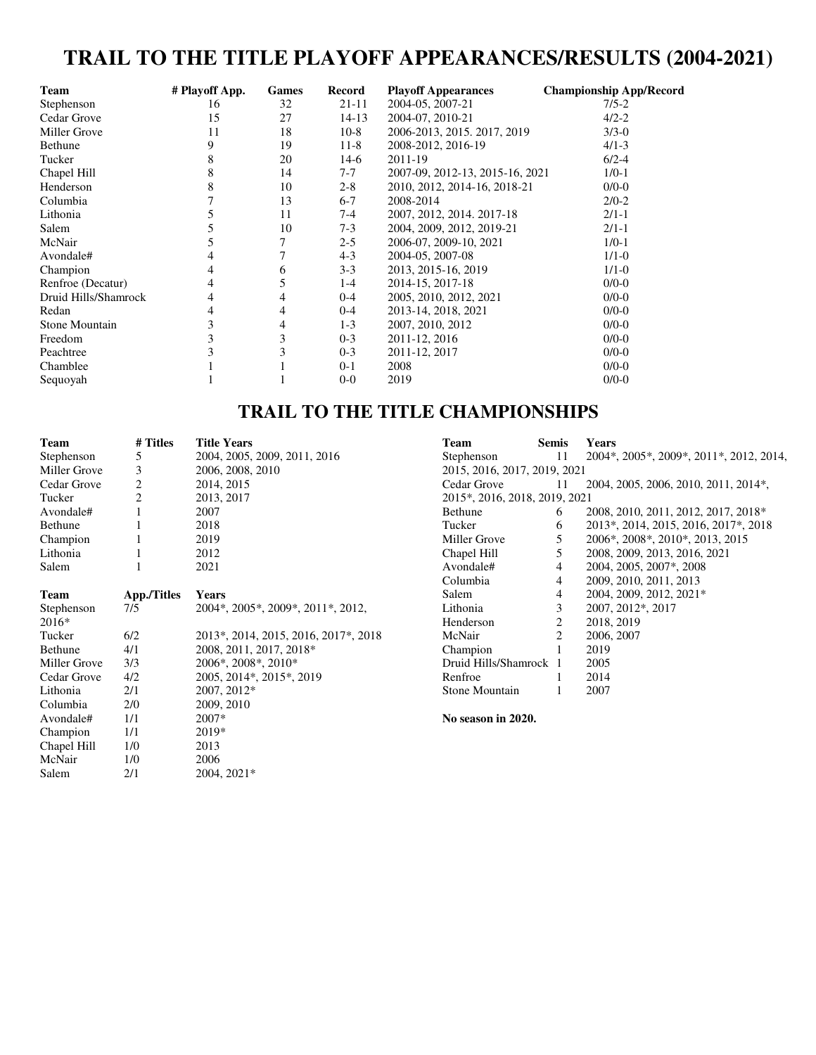# TRAIL TO THE TITLE PLAYOFF APPEARANCES/RESULTS (2004-2021)

| Team | # Playoff App. | Games | Record | Playoff Appearances | Championship App/Record |
|---|---|---|---|---|---|
| Stephenson | 16 | 32 | 21-11 | 2004-05, 2007-21 | 7/5-2 |
| Cedar Grove | 15 | 27 | 14-13 | 2004-07, 2010-21 | 4/2-2 |
| Miller Grove | 11 | 18 | 10-8 | 2006-2013, 2015. 2017, 2019 | 3/3-0 |
| Bethune | 9 | 19 | 11-8 | 2008-2012, 2016-19 | 4/1-3 |
| Tucker | 8 | 20 | 14-6 | 2011-19 | 6/2-4 |
| Chapel Hill | 8 | 14 | 7-7 | 2007-09, 2012-13, 2015-16, 2021 | 1/0-1 |
| Henderson | 8 | 10 | 2-8 | 2010, 2012, 2014-16, 2018-21 | 0/0-0 |
| Columbia | 7 | 13 | 6-7 | 2008-2014 | 2/0-2 |
| Lithonia | 5 | 11 | 7-4 | 2007, 2012, 2014. 2017-18 | 2/1-1 |
| Salem | 5 | 10 | 7-3 | 2004, 2009, 2012, 2019-21 | 2/1-1 |
| McNair | 5 | 7 | 2-5 | 2006-07, 2009-10, 2021 | 1/0-1 |
| Avondale# | 4 | 7 | 4-3 | 2004-05, 2007-08 | 1/1-0 |
| Champion | 4 | 6 | 3-3 | 2013, 2015-16, 2019 | 1/1-0 |
| Renfroe (Decatur) | 4 | 5 | 1-4 | 2014-15, 2017-18 | 0/0-0 |
| Druid Hills/Shamrock | 4 | 4 | 0-4 | 2005, 2010, 2012, 2021 | 0/0-0 |
| Redan | 4 | 4 | 0-4 | 2013-14, 2018, 2021 | 0/0-0 |
| Stone Mountain | 3 | 4 | 1-3 | 2007, 2010, 2012 | 0/0-0 |
| Freedom | 3 | 3 | 0-3 | 2011-12, 2016 | 0/0-0 |
| Peachtree | 3 | 3 | 0-3 | 2011-12, 2017 | 0/0-0 |
| Chamblee | 1 | 1 | 0-1 | 2008 | 0/0-0 |
| Sequoyah | 1 | 1 | 0-0 | 2019 | 0/0-0 |

# TRAIL TO THE TITLE CHAMPIONSHIPS

| Team | # Titles | Title Years |
|---|---|---|
| Stephenson | 5 | 2004, 2005, 2009, 2011, 2016 |
| Miller Grove | 3 | 2006, 2008, 2010 |
| Cedar Grove | 2 | 2014, 2015 |
| Tucker | 2 | 2013, 2017 |
| Avondale# | 1 | 2007 |
| Bethune | 1 | 2018 |
| Champion | 1 | 2019 |
| Lithonia | 1 | 2012 |
| Salem | 1 | 2021 |

| Team | App./Titles | Years |
|---|---|---|
| Stephenson | 7/5 | 2004*, 2005*, 2009*, 2011*, 2012, 2016* |
| Tucker | 6/2 | 2013*, 2014, 2015, 2016, 2017*, 2018 |
| Bethune | 4/1 | 2008, 2011, 2017, 2018* |
| Miller Grove | 3/3 | 2006*, 2008*, 2010* |
| Cedar Grove | 4/2 | 2005, 2014*, 2015*, 2019 |
| Lithonia | 2/1 | 2007, 2012* |
| Columbia | 2/0 | 2009, 2010 |
| Avondale# | 1/1 | 2007* |
| Champion | 1/1 | 2019* |
| Chapel Hill | 1/0 | 2013 |
| McNair | 1/0 | 2006 |
| Salem | 2/1 | 2004, 2021* |

| Team | Semis | Years |
|---|---|---|
| Stephenson | 11 | 2004*, 2005*, 2009*, 2011*, 2012, 2014, 2015, 2016, 2017, 2019, 2021 |
| Cedar Grove | 11 | 2004, 2005, 2006, 2010, 2011, 2014*, 2015*, 2016, 2018, 2019, 2021 |
| Bethune | 6 | 2008, 2010, 2011, 2012, 2017, 2018* |
| Tucker | 6 | 2013*, 2014, 2015, 2016, 2017*, 2018 |
| Miller Grove | 5 | 2006*, 2008*, 2010*, 2013, 2015 |
| Chapel Hill | 5 | 2008, 2009, 2013, 2016, 2021 |
| Avondale# | 4 | 2004, 2005, 2007*, 2008 |
| Columbia | 4 | 2009, 2010, 2011, 2013 |
| Salem | 4 | 2004, 2009, 2012, 2021* |
| Lithonia | 3 | 2007, 2012*, 2017 |
| Henderson | 2 | 2018, 2019 |
| McNair | 2 | 2006, 2007 |
| Champion | 1 | 2019 |
| Druid Hills/Shamrock | 1 | 2005 |
| Renfroe | 1 | 2014 |
| Stone Mountain | 1 | 2007 |

**No season in 2020.**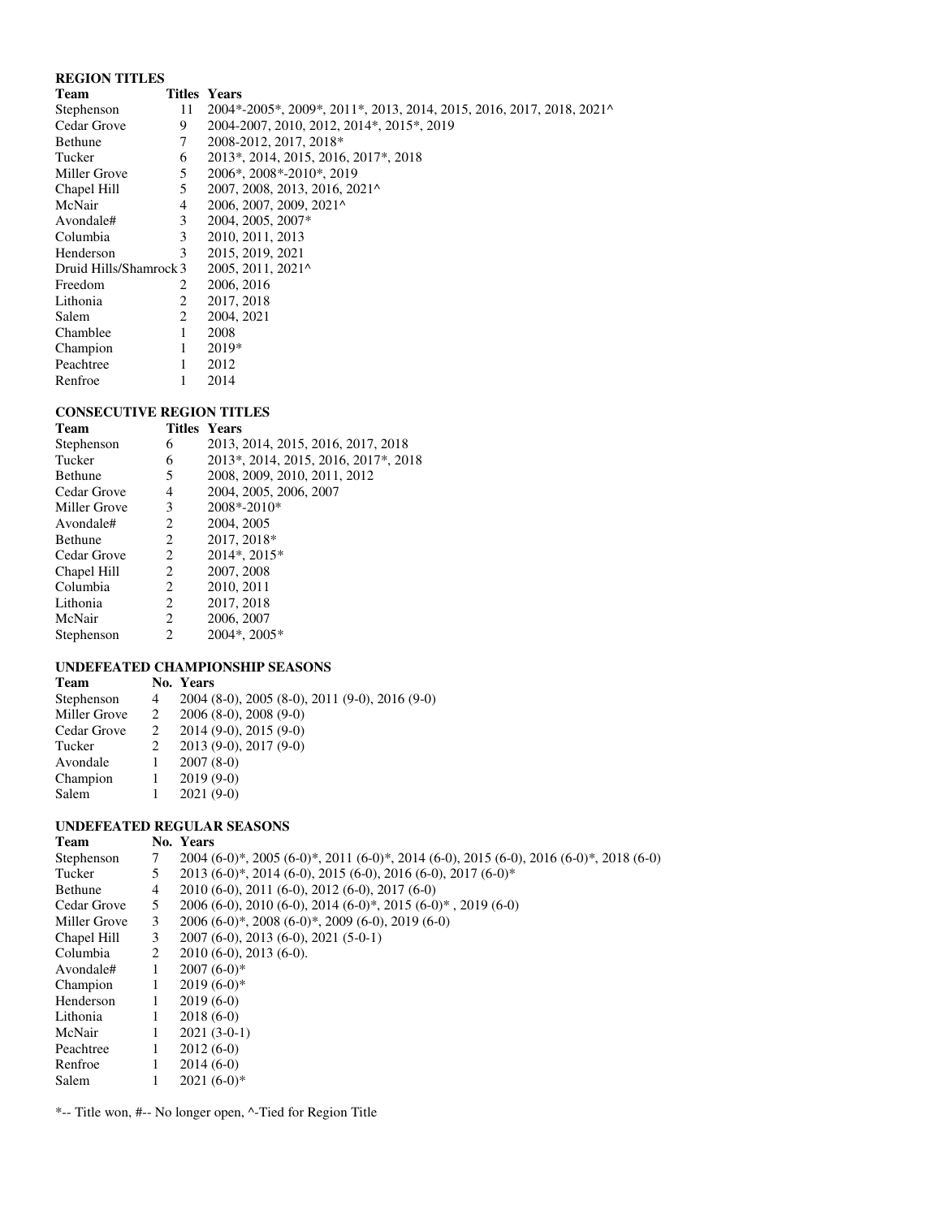**REGION TITLES**

| Team | Titles | Years |
|---|---|---|
| Stephenson | 11 | 2004*-2005*, 2009*, 2011*, 2013, 2014, 2015, 2016, 2017, 2018, 2021^ |
| Cedar Grove | 9 | 2004-2007, 2010, 2012, 2014*, 2015*, 2019 |
| Bethune | 7 | 2008-2012, 2017, 2018* |
| Tucker | 6 | 2013*, 2014, 2015, 2016, 2017*, 2018 |
| Miller Grove | 5 | 2006*, 2008*-2010*, 2019 |
| Chapel Hill | 5 | 2007, 2008, 2013, 2016, 2021^ |
| McNair | 4 | 2006, 2007, 2009, 2021^ |
| Avondale# | 3 | 2004, 2005, 2007* |
| Columbia | 3 | 2010, 2011, 2013 |
| Henderson | 3 | 2015, 2019, 2021 |
| Druid Hills/Shamrock | 3 | 2005, 2011, 2021^ |
| Freedom | 2 | 2006, 2016 |
| Lithonia | 2 | 2017, 2018 |
| Salem | 2 | 2004, 2021 |
| Chamblee | 1 | 2008 |
| Champion | 1 | 2019* |
| Peachtree | 1 | 2012 |
| Renfroe | 1 | 2014 |

**CONSECUTIVE REGION TITLES**

| Team | Titles | Years |
|---|---|---|
| Stephenson | 6 | 2013, 2014, 2015, 2016, 2017, 2018 |
| Tucker | 6 | 2013*, 2014, 2015, 2016, 2017*, 2018 |
| Bethune | 5 | 2008, 2009, 2010, 2011, 2012 |
| Cedar Grove | 4 | 2004, 2005, 2006, 2007 |
| Miller Grove | 3 | 2008*-2010* |
| Avondale# | 2 | 2004, 2005 |
| Bethune | 2 | 2017, 2018* |
| Cedar Grove | 2 | 2014*, 2015* |
| Chapel Hill | 2 | 2007, 2008 |
| Columbia | 2 | 2010, 2011 |
| Lithonia | 2 | 2017, 2018 |
| McNair | 2 | 2006, 2007 |
| Stephenson | 2 | 2004*, 2005* |

**UNDEFEATED CHAMPIONSHIP SEASONS**

| Team | No. | Years |
|---|---|---|
| Stephenson | 4 | 2004 (8-0), 2005 (8-0), 2011 (9-0), 2016 (9-0) |
| Miller Grove | 2 | 2006 (8-0), 2008 (9-0) |
| Cedar Grove | 2 | 2014 (9-0), 2015 (9-0) |
| Tucker | 2 | 2013 (9-0), 2017 (9-0) |
| Avondale | 1 | 2007 (8-0) |
| Champion | 1 | 2019 (9-0) |
| Salem | 1 | 2021 (9-0) |

**UNDEFEATED REGULAR SEASONS**

| Team | No. | Years |
|---|---|---|
| Stephenson | 7 | 2004 (6-0)*, 2005 (6-0)*, 2011 (6-0)*, 2014 (6-0), 2015 (6-0), 2016 (6-0)*, 2018 (6-0) |
| Tucker | 5 | 2013 (6-0)*, 2014 (6-0), 2015 (6-0), 2016 (6-0), 2017 (6-0)* |
| Bethune | 4 | 2010 (6-0), 2011 (6-0), 2012 (6-0), 2017 (6-0) |
| Cedar Grove | 5 | 2006 (6-0), 2010 (6-0), 2014 (6-0)*, 2015 (6-0)* , 2019 (6-0) |
| Miller Grove | 3 | 2006 (6-0)*, 2008 (6-0)*, 2009 (6-0), 2019 (6-0) |
| Chapel Hill | 3 | 2007 (6-0), 2013 (6-0), 2021 (5-0-1) |
| Columbia | 2 | 2010 (6-0), 2013 (6-0). |
| Avondale# | 1 | 2007 (6-0)* |
| Champion | 1 | 2019 (6-0)* |
| Henderson | 1 | 2019 (6-0) |
| Lithonia | 1 | 2018 (6-0) |
| McNair | 1 | 2021 (3-0-1) |
| Peachtree | 1 | 2012 (6-0) |
| Renfroe | 1 | 2014 (6-0) |
| Salem | 1 | 2021 (6-0)* |

*-- Title won, #-- No longer open, ^-Tied for Region Title